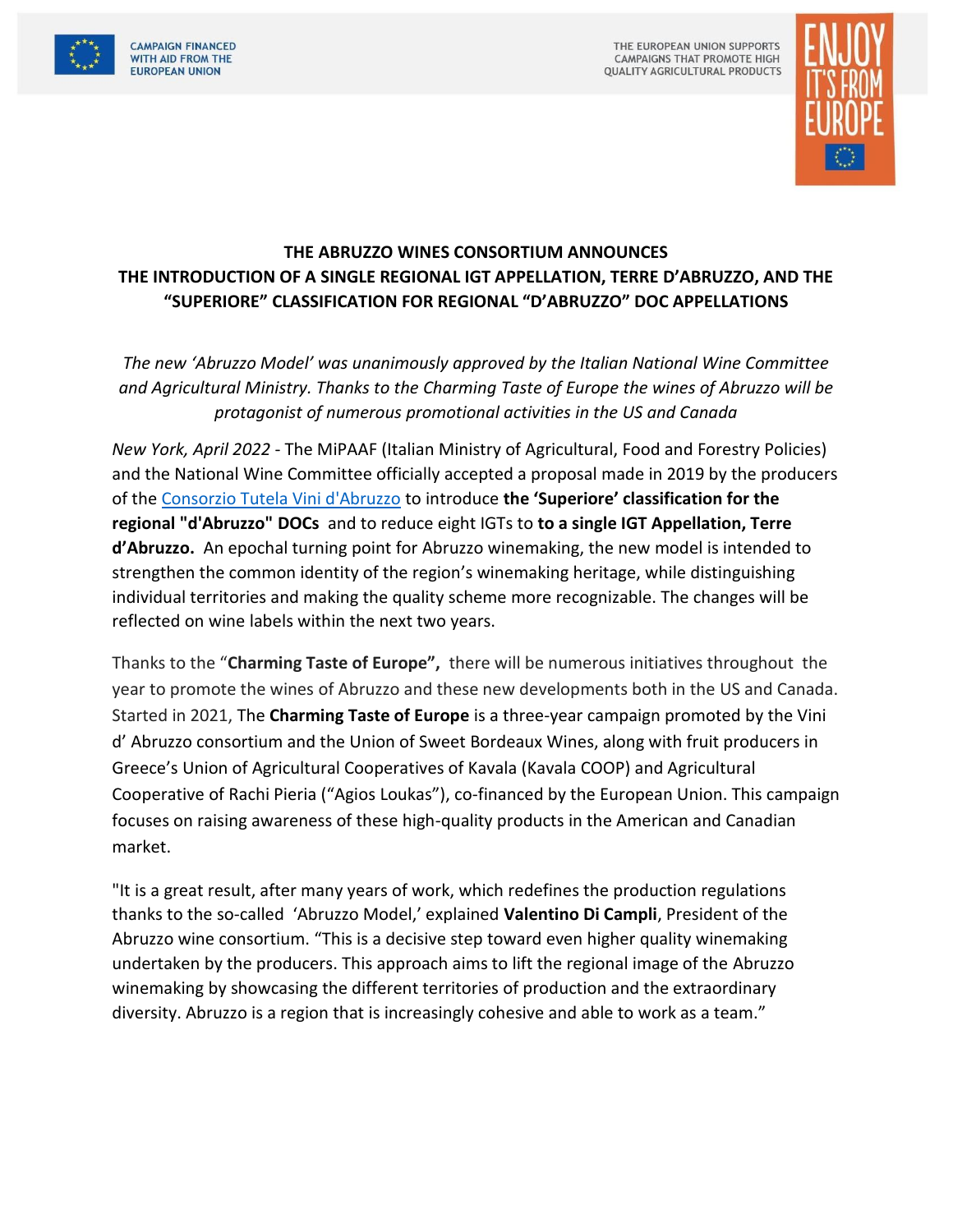CAMPAIGN FINANCED WITH AID FROM THE EUROPEAN UNION

THE EUROPEAN UNION SUPPORTS CAMPAIGNS THAT PROMOTE HIGH QUALITY AGRICULTURAL PRODUCTS

ENJOY IT'S FROM EUROPE

# THE ABRUZZO WINES CONSORTIUM ANNOUNCES THE INTRODUCTION OF A SINGLE REGIONAL IGT APPELLATION, TERRE D'ABRUZZO, AND THE "SUPERIORE" CLASSIFICATION FOR REGIONAL "D'ABRUZZO" DOC APPELLATIONS

*The new 'Abruzzo Model' was unanimously approved by the Italian National Wine Committee and Agricultural Ministry. Thanks to the Charming Taste of Europe the wines of Abruzzo will be protagonist of numerous promotional activities in the US and Canada*

*New York, April 2022* - The MiPAAF (Italian Ministry of Agricultural, Food and Forestry Policies) and the National Wine Committee officially accepted a proposal made in 2019 by the producers of the Consorzio Tutela Vini d'Abruzzo to introduce **the 'Superiore' classification for the regional "d'Abruzzo" DOCs** and to reduce eight IGTs to **to a single IGT Appellation, Terre d'Abruzzo.** An epochal turning point for Abruzzo winemaking, the new model is intended to strengthen the common identity of the region's winemaking heritage, while distinguishing individual territories and making the quality scheme more recognizable. The changes will be reflected on wine labels within the next two years.

Thanks to the "**Charming Taste of Europe",** there will be numerous initiatives throughout the year to promote the wines of Abruzzo and these new developments both in the US and Canada. Started in 2021, The **Charming Taste of Europe** is a three-year campaign promoted by the Vini d' Abruzzo consortium and the Union of Sweet Bordeaux Wines, along with fruit producers in Greece's Union of Agricultural Cooperatives of Kavala (Kavala COOP) and Agricultural Cooperative of Rachi Pieria ("Agios Loukas"), co-financed by the European Union. This campaign focuses on raising awareness of these high-quality products in the American and Canadian market.

"It is a great result, after many years of work, which redefines the production regulations thanks to the so-called 'Abruzzo Model,' explained **Valentino Di Campli**, President of the Abruzzo wine consortium. "This is a decisive step toward even higher quality winemaking undertaken by the producers. This approach aims to lift the regional image of the Abruzzo winemaking by showcasing the different territories of production and the extraordinary diversity. Abruzzo is a region that is increasingly cohesive and able to work as a team."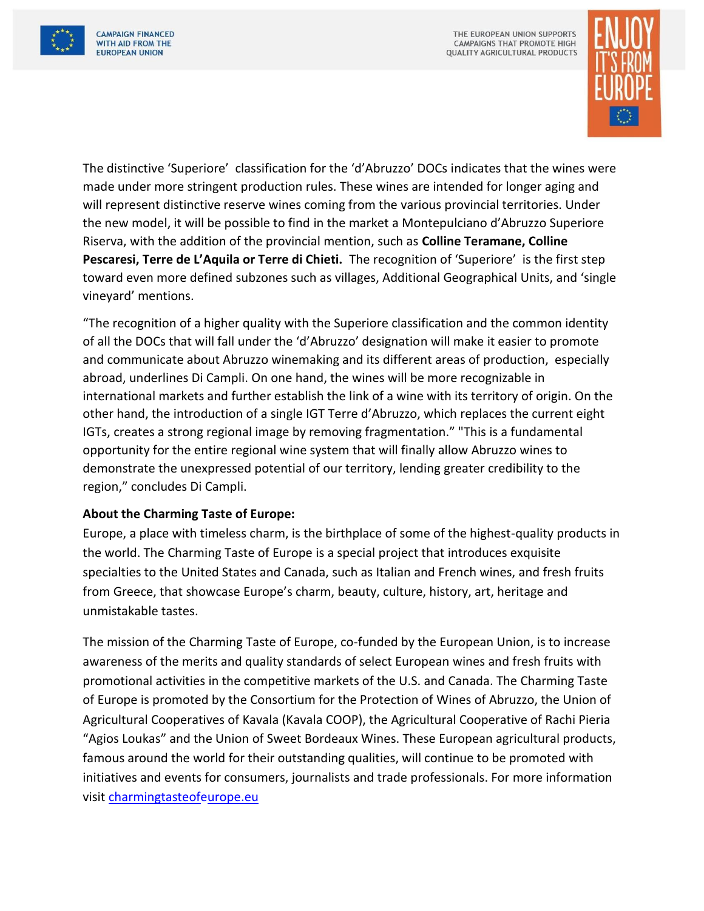The distinctive 'Superiore' classification for the 'd'Abruzzo' DOCs indicates that the wines were made under more stringent production rules. These wines are intended for longer aging and will represent distinctive reserve wines coming from the various provincial territories. Under the new model, it will be possible to find in the market a Montepulciano d'Abruzzo Superiore Riserva, with the addition of the provincial mention, such as **Colline Teramane, Colline Pescaresi, Terre de L'Aquila or Terre di Chieti.** The recognition of 'Superiore' is the first step toward even more defined subzones such as villages, Additional Geographical Units, and 'single vineyard' mentions.

"The recognition of a higher quality with the Superiore classification and the common identity of all the DOCs that will fall under the 'd'Abruzzo' designation will make it easier to promote and communicate about Abruzzo winemaking and its different areas of production, especially abroad, underlines Di Campli. On one hand, the wines will be more recognizable in international markets and further establish the link of a wine with its territory of origin. On the other hand, the introduction of a single IGT Terre d'Abruzzo, which replaces the current eight IGTs, creates a strong regional image by removing fragmentation." "This is a fundamental opportunity for the entire regional wine system that will finally allow Abruzzo wines to demonstrate the unexpressed potential of our territory, lending greater credibility to the region," concludes Di Campli.

**About the Charming Taste of Europe:**

Europe, a place with timeless charm, is the birthplace of some of the highest-quality products in the world. The Charming Taste of Europe is a special project that introduces exquisite specialties to the United States and Canada, such as Italian and French wines, and fresh fruits from Greece, that showcase Europe's charm, beauty, culture, history, art, heritage and unmistakable tastes.

The mission of the Charming Taste of Europe, co-funded by the European Union, is to increase awareness of the merits and quality standards of select European wines and fresh fruits with promotional activities in the competitive markets of the U.S. and Canada. The Charming Taste of Europe is promoted by the Consortium for the Protection of Wines of Abruzzo, the Union of Agricultural Cooperatives of Kavala (Kavala COOP), the Agricultural Cooperative of Rachi Pieria "Agios Loukas" and the Union of Sweet Bordeaux Wines. These European agricultural products, famous around the world for their outstanding qualities, will continue to be promoted with initiatives and events for consumers, journalists and trade professionals. For more information visit charmingtasteofeurope.eu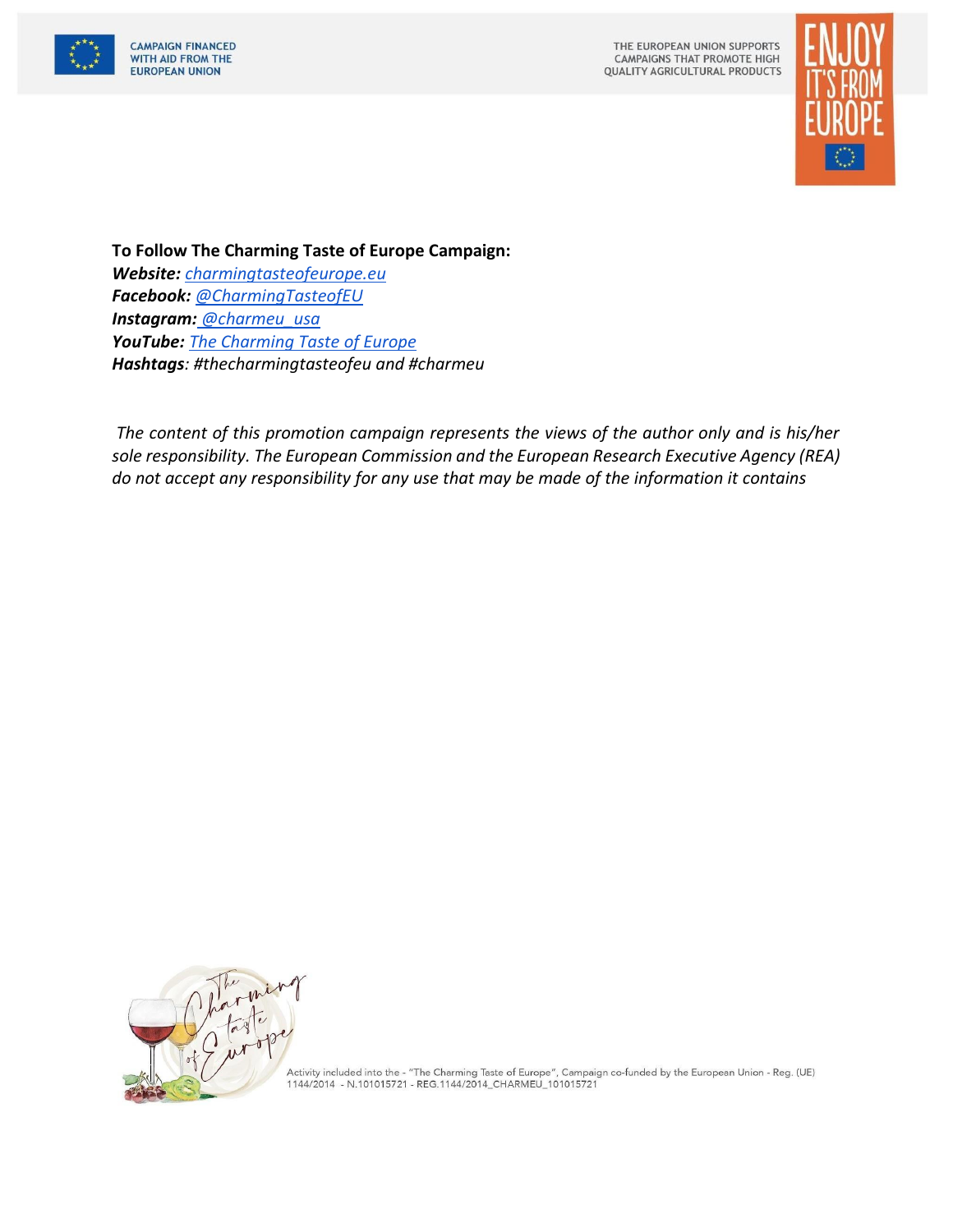**To Follow The Charming Taste of Europe Campaign:**
***Website:*** *charmingtasteofeurope.eu*
***Facebook:*** *@CharmingTasteofEU*
***Instagram:*** *@charmeu_usa*
***YouTube:*** *The Charming Taste of Europe*
***Hashtags****: #thecharmingtasteofeu and #charmeu*

*The content of this promotion campaign represents the views of the author only and is his/her sole responsibility. The European Commission and the European Research Executive Agency (REA) do not accept any responsibility for any use that may be made of the information it contains*

Activity included into the - "The Charming Taste of Europe", Campaign co-funded by the European Union - Reg. (UE) 1144/2014 - N.101015721 - REG.1144/2014_CHARMEU_101015721